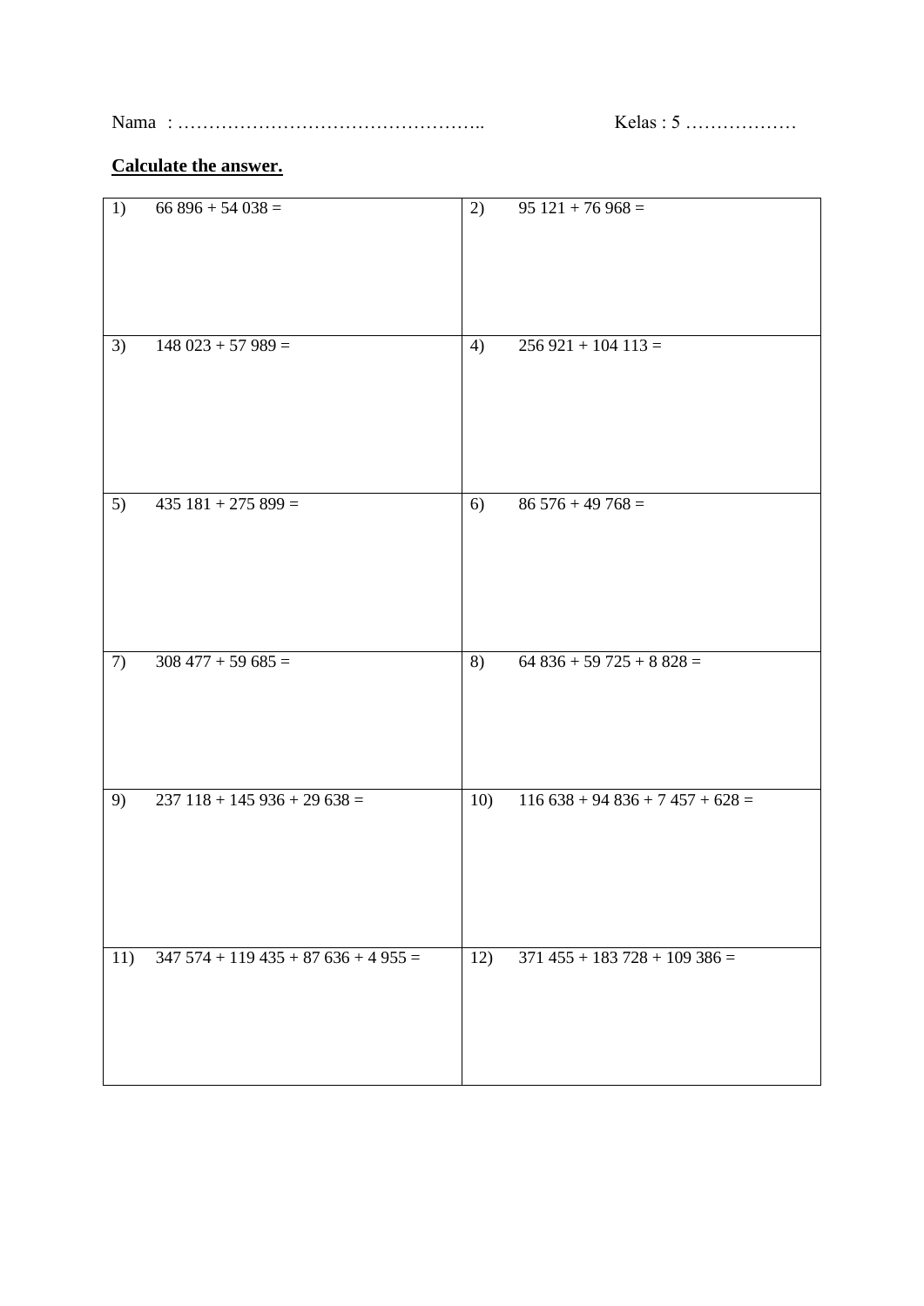Nama : …………………………………………..                    Kelas : 5 ………………

**Calculate the answer.**

| | |
|---|---|
| 1) 66 896 + 54 038 = | 2) 95 121 + 76 968 = |
| 3) 148 023 + 57 989 = | 4) 256 921 + 104 113 = |
| 5) 435 181 + 275 899 = | 6) 86 576 + 49 768 = |
| 7) 308 477 + 59 685 = | 8) 64 836 + 59 725 + 8 828 = |
| 9) 237 118 + 145 936 + 29 638 = | 10) 116 638 + 94 836 + 7 457 + 628 = |
| 11) 347 574 + 119 435 + 87 636 + 4 955 = | 12) 371 455 + 183 728 + 109 386 = |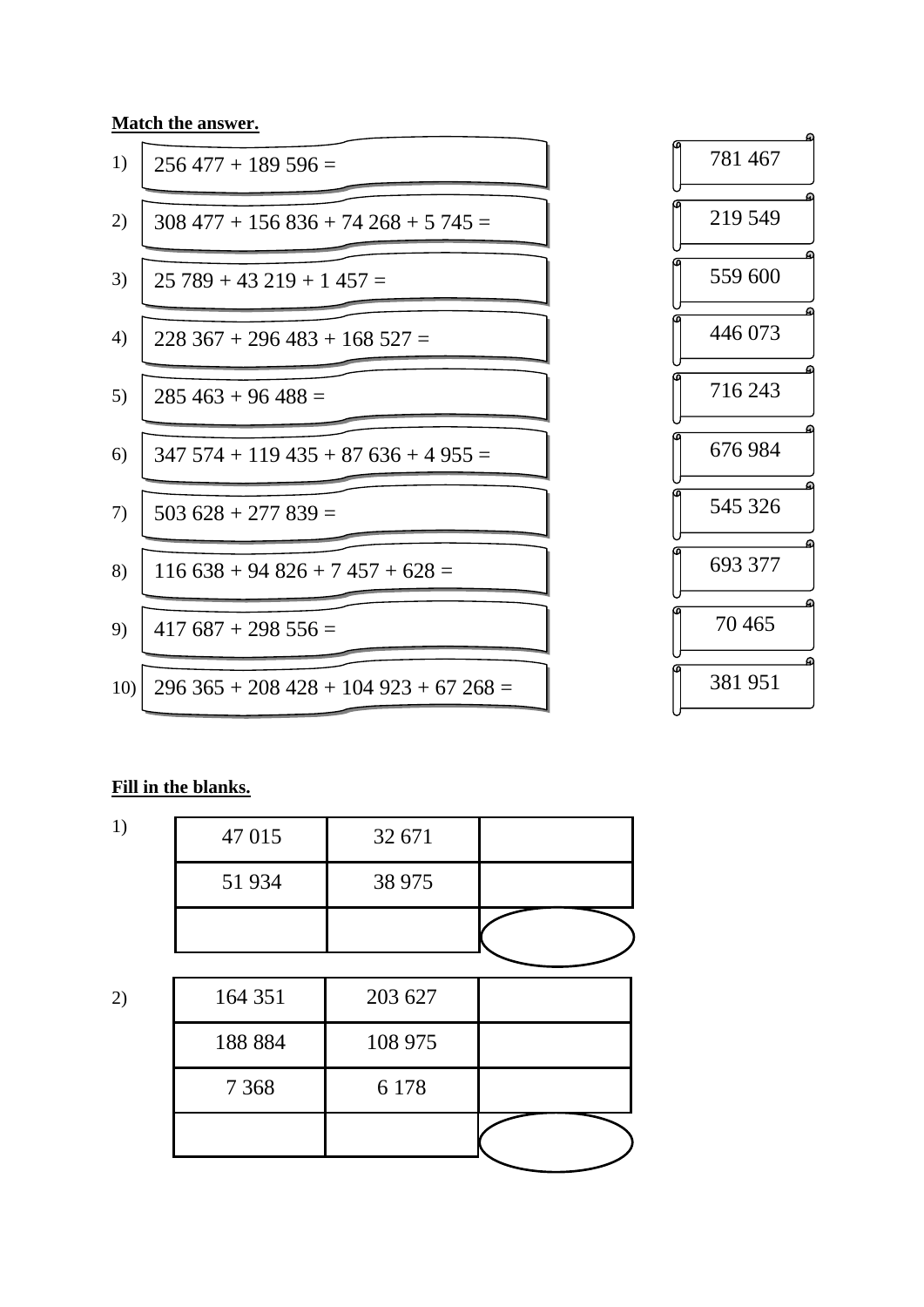**Match the answer.**

1) 256 477 + 189 596 =

2) 308 477 + 156 836 + 74 268 + 5 745 =

3) 25 789 + 43 219 + 1 457 =

4) 228 367 + 296 483 + 168 527 =

5) 285 463 + 96 488 =

6) 347 574 + 119 435 + 87 636 + 4 955 =

7) 503 628 + 277 839 =

8) 116 638 + 94 826 + 7 457 + 628 =

9) 417 687 + 298 556 =

10) 296 365 + 208 428 + 104 923 + 67 268 =

- 781 467
- 219 549
- 559 600
- 446 073
- 716 243
- 676 984
- 545 326
- 693 377
- 70 465
- 381 951

**Fill in the blanks.**

1)

| | | |
|---|---|---|
| 47 015 | 32 671 | |
| 51 934 | 38 975 | |
| | | |

2)

| | | |
|---|---|---|
| 164 351 | 203 627 | |
| 188 884 | 108 975 | |
| 7 368 | 6 178 | |
| | | |